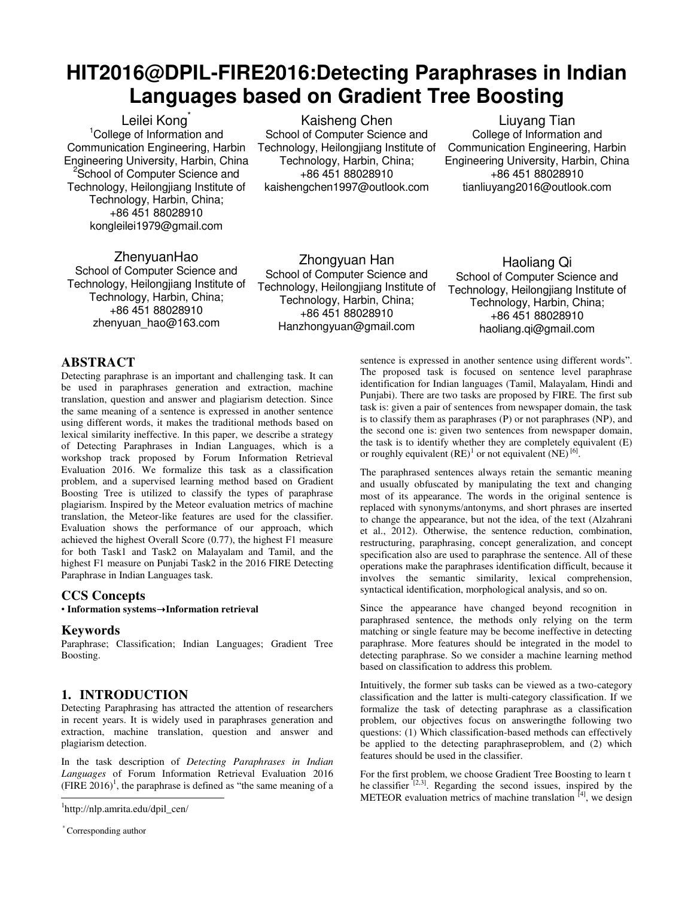# HIT2016@DPIL-FIRE2016:Detecting Paraphrases in Indian Languages based on Gradient Tree Boosting

Leilei Kong*
[1]College of Information and Communication Engineering, Harbin Engineering University, Harbin, China
[2]School of Computer Science and Technology, Heilongjiang Institute of Technology, Harbin, China;
+86 451 88028910
kongleilei1979@gmail.com

Kaisheng Chen
School of Computer Science and Technology, Heilongjiang Institute of Technology, Harbin, China;
+86 451 88028910
kaishengchen1997@outlook.com

Liuyang Tian
College of Information and Communication Engineering, Harbin Engineering University, Harbin, China
+86 451 88028910
tianliuyang2016@outlook.com

ZhenyuanHao
School of Computer Science and Technology, Heilongjiang Institute of Technology, Harbin, China;
+86 451 88028910
zhenyuan_hao@163.com

Zhongyuan Han
School of Computer Science and Technology, Heilongjiang Institute of Technology, Harbin, China;
+86 451 88028910
Hanzhongyuan@gmail.com

Haoliang Qi
School of Computer Science and Technology, Heilongjiang Institute of Technology, Harbin, China;
+86 451 88028910
haoliang.qi@gmail.com

## ABSTRACT

Detecting paraphrase is an important and challenging task. It can be used in paraphrases generation and extraction, machine translation, question and answer and plagiarism detection. Since the same meaning of a sentence is expressed in another sentence using different words, it makes the traditional methods based on lexical similarity ineffective. In this paper, we describe a strategy of Detecting Paraphrases in Indian Languages, which is a workshop track proposed by Forum Information Retrieval Evaluation 2016. We formalize this task as a classification problem, and a supervised learning method based on Gradient Boosting Tree is utilized to classify the types of paraphrase plagiarism. Inspired by the Meteor evaluation metrics of machine translation, the Meteor-like features are used for the classifier. Evaluation shows the performance of our approach, which achieved the highest Overall Score (0.77), the highest F1 measure for both Task1 and Task2 on Malayalam and Tamil, and the highest F1 measure on Punjabi Task2 in the 2016 FIRE Detecting Paraphrase in Indian Languages task.

## CCS Concepts

• **Information systems→Information retrieval**

## Keywords

Paraphrase; Classification; Indian Languages; Gradient Tree Boosting.

## 1. INTRODUCTION

Detecting Paraphrasing has attracted the attention of researchers in recent years. It is widely used in paraphrases generation and extraction, machine translation, question and answer and plagiarism detection.

In the task description of *Detecting Paraphrases in Indian Languages* of Forum Information Retrieval Evaluation 2016 (FIRE 2016)[1], the paraphrase is defined as "the same meaning of a sentence is expressed in another sentence using different words". The proposed task is focused on sentence level paraphrase identification for Indian languages (Tamil, Malayalam, Hindi and Punjabi). There are two tasks are proposed by FIRE. The first sub task is: given a pair of sentences from newspaper domain, the task is to classify them as paraphrases (P) or not paraphrases (NP), and the second one is: given two sentences from newspaper domain, the task is to identify whether they are completely equivalent (E) or roughly equivalent (RE)[1] or not equivalent (NE) [6].

The paraphrased sentences always retain the semantic meaning and usually obfuscated by manipulating the text and changing most of its appearance. The words in the original sentence is replaced with synonyms/antonyms, and short phrases are inserted to change the appearance, but not the idea, of the text (Alzahrani et al., 2012). Otherwise, the sentence reduction, combination, restructuring, paraphrasing, concept generalization, and concept specification also are used to paraphrase the sentence. All of these operations make the paraphrases identification difficult, because it involves the semantic similarity, lexical comprehension, syntactical identification, morphological analysis, and so on.

Since the appearance have changed beyond recognition in paraphrased sentence, the methods only relying on the term matching or single feature may be become ineffective in detecting paraphrase. More features should be integrated in the model to detecting paraphrase. So we consider a machine learning method based on classification to address this problem.

Intuitively, the former sub tasks can be viewed as a two-category classification and the latter is multi-category classification. If we formalize the task of detecting paraphrase as a classification problem, our objectives focus on answeringthe following two questions: (1) Which classification-based methods can effectively be applied to the detecting paraphraseproblem, and (2) which features should be used in the classifier.

For the first problem, we choose Gradient Tree Boosting to learn t he classifier [2,3]. Regarding the second issues, inspired by the METEOR evaluation metrics of machine translation [4], we design

[1]http://nlp.amrita.edu/dpil_cen/

* Corresponding author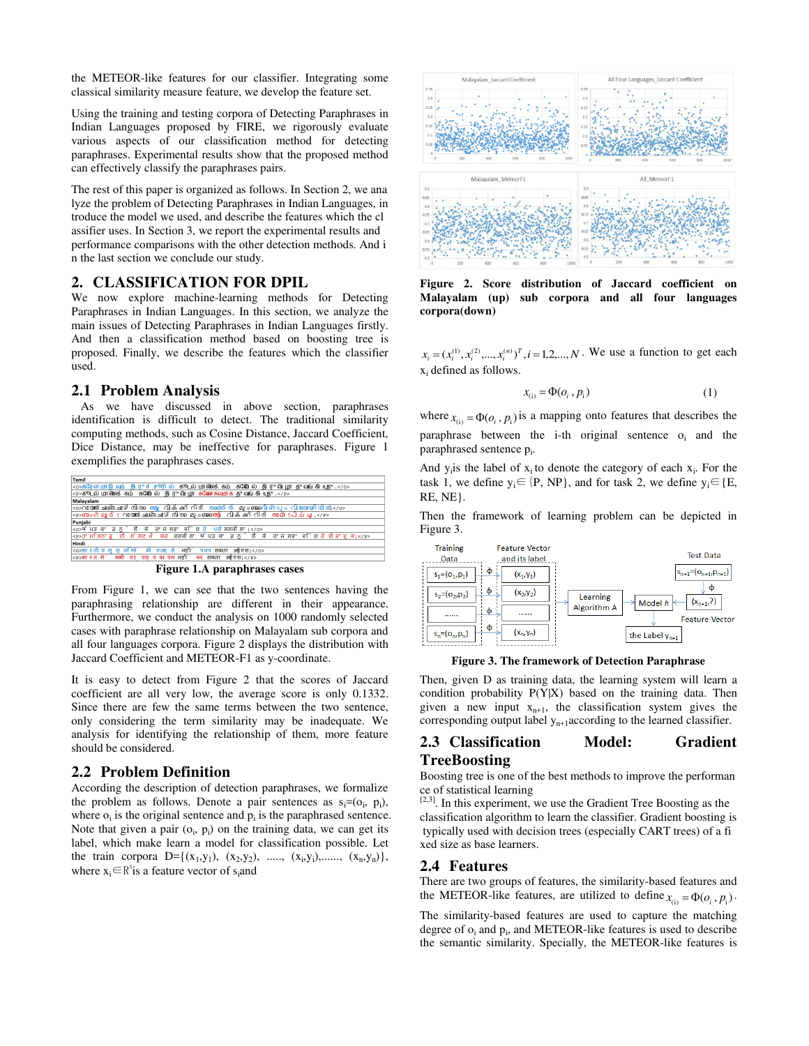the METEOR-like features for our classifier. Integrating some classical similarity measure feature, we develop the feature set.

Using the training and testing corpora of Detecting Paraphrases in Indian Languages proposed by FIRE, we rigorously evaluate various aspects of our classification method for detecting paraphrases. Experimental results show that the proposed method can effectively classify the paraphrases pairs.

The rest of this paper is organized as follows. In Section 2, we ana lyze the problem of Detecting Paraphrases in Indian Languages, in troduce the model we used, and describe the features which the cl assifier uses. In Section 3, we report the experimental results and performance comparisons with the other detection methods. And i n the last section we conclude our study.

## 2. CLASSIFICATION FOR DPIL

We now explore machine-learning methods for Detecting Paraphrases in Indian Languages. In this section, we analyze the main issues of Detecting Paraphrases in Indian Languages firstly. And then a classification method based on boosting tree is proposed. Finally, we describe the features which the classifier used.

### 2.1 Problem Analysis

As we have discussed in above section, paraphrases identification is difficult to detect. The traditional similarity computing methods, such as Cosine Distance, Jaccard Coefficient, Dice Distance, may be ineffective for paraphrases. Figure 1 exemplifies the paraphrases cases.

**Figure 1.A paraphrases cases**

From Figure 1, we can see that the two sentences having the paraphrasing relationship are different in their appearance. Furthermore, we conduct the analysis on 1000 randomly selected cases with paraphrase relationship on Malayalam sub corpora and all four languages corpora. Figure 2 displays the distribution with Jaccard Coefficient and METEOR-F1 as y-coordinate.

It is easy to detect from Figure 2 that the scores of Jaccard coefficient are all very low, the average score is only 0.1332. Since there are few the same terms between the two sentence, only considering the term similarity may be inadequate. We analysis for identifying the relationship of them, more feature should be considered.

### 2.2 Problem Definition

According the description of detection paraphrases, we formalize the problem as follows. Denote a pair sentences as $s_i=(o_i, p_i)$, where $o_i$ is the original sentence and $p_i$ is the paraphrased sentence. Note that given a pair $(o_i, p_i)$ on the training data, we can get its label, which make learn a model for classification possible. Let the train corpora $D=\{(x_1,y_1), (x_2,y_2), \ldots, (x_i,y_i),\ldots, (x_n,y_n)\}$, where $x_i \in \mathbb{R}^N$ is a feature vector of $s_i$ and

**Figure 2. Score distribution of Jaccard coefficient on Malayalam (up) sub corpora and all four languages corpora(down)**

$x_i = (x_i^{(1)}, x_i^{(2)}, \ldots, x_i^{(n)})^T, i = 1,2,\ldots,N$. We use a function to get each $x_i$ defined as follows.

$$x_{(i)} = \Phi(o_i, p_i) \tag{1}$$

where $x_{(i)} = \Phi(o_i, p_i)$ is a mapping onto features that describes the paraphrase between the i-th original sentence $o_i$ and the paraphrased sentence $p_i$.

And $y_i$ is the label of $x_i$ to denote the category of each $x_i$. For the task 1, we define $y_i \in \{P, NP\}$, and for task 2, we define $y_i \in \{E, RE, NE\}$.

Then the framework of learning problem can be depicted in Figure 3.

**Figure 3. The framework of Detection Paraphrase**

Then, given D as training data, the learning system will learn a condition probability P(Y|X) based on the training data. Then given a new input $x_{n+1}$, the classification system gives the corresponding output label $y_{n+1}$ according to the learned classifier.

### 2.3 Classification Model: Gradient TreeBoosting

Boosting tree is one of the best methods to improve the performan ce of statistical learning [2,3]. In this experiment, we use the Gradient Tree Boosting as the classification algorithm to learn the classifier. Gradient boosting is typically used with decision trees (especially CART trees) of a fi xed size as base learners.

### 2.4 Features

There are two groups of features, the similarity-based features and the METEOR-like features, are utilized to define $x_{(i)} = \Phi(o_i, p_i)$.

The similarity-based features are used to capture the matching degree of $o_i$ and $p_i$, and METEOR-like features is used to describe the semantic similarity. Specially, the METEOR-like features is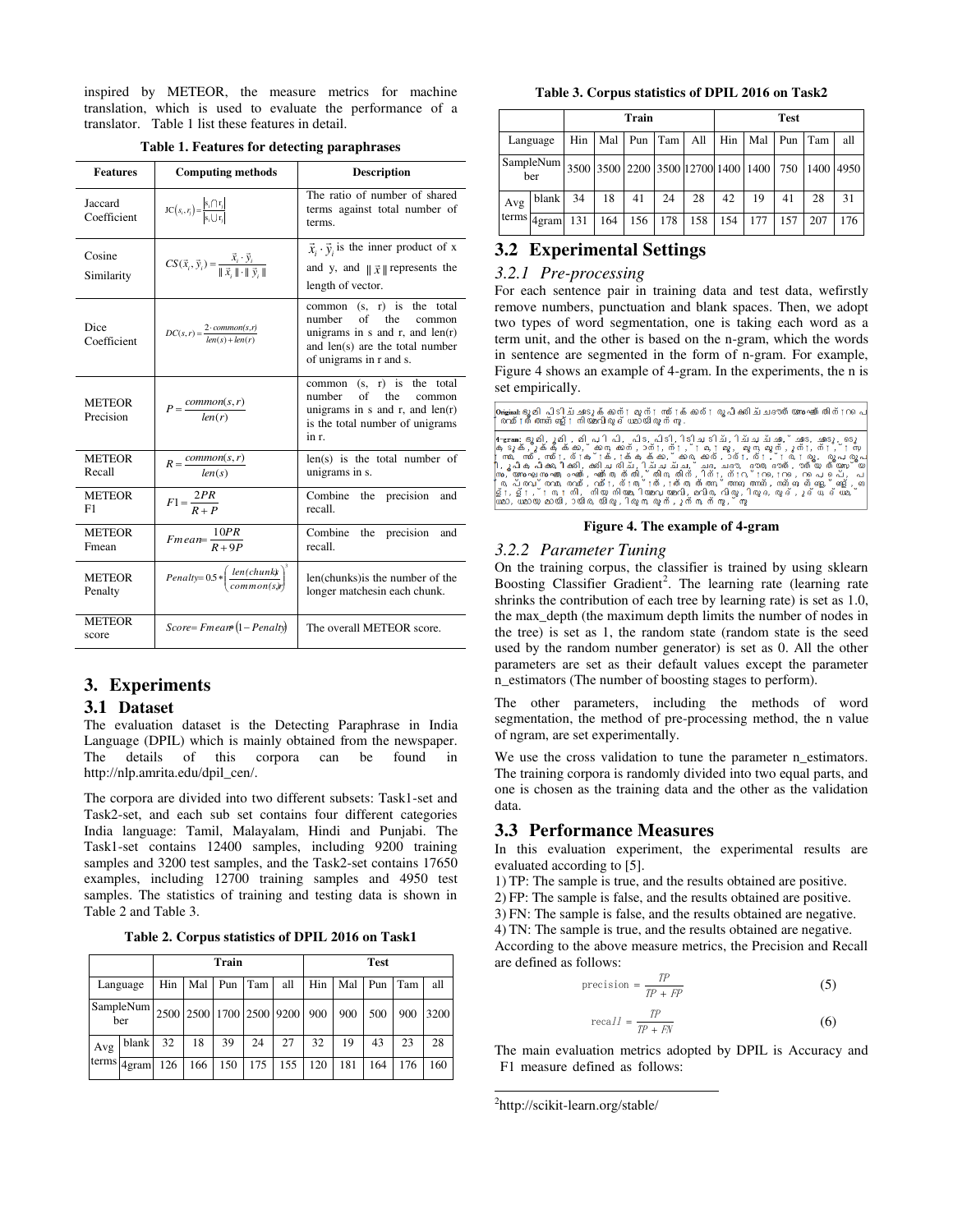inspired by METEOR, the measure metrics for machine translation, which is used to evaluate the performance of a translator. Table 1 list these features in detail.

**Table 1. Features for detecting paraphrases**

| Features | Computing methods | Description |
|---|---|---|
| Jaccard Coefficient | $JC(s_i, r_i) = \frac{\lvert s_i \cap r_i \rvert}{\lvert s_i \cup r_i \rvert}$ | The ratio of number of shared terms against total number of terms. |
| Cosine Similarity | $CS(\vec{x}_i, \vec{y}_i) = \frac{\vec{x}_i \cdot \vec{y}_i}{\lVert \vec{x}_i \rVert \cdot \lVert \vec{y}_i \rVert}$ | $\vec{x}_i \cdot \vec{y}_i$ is the inner product of x and y, and $\lVert \vec{x} \rVert$ represents the length of vector. |
| Dice Coefficient | $DC(s,r) = \frac{2 \cdot common(s,r)}{len(s) + len(r)}$ | common (s, r) is the total number of the common unigrams in s and r, and len(r) and len(s) are the total number of unigrams in r and s. |
| METEOR Precision | $P = \frac{common(s,r)}{len(r)}$ | common (s, r) is the total number of the common unigrams in s and r, and len(r) is the total number of unigrams in r. |
| METEOR Recall | $R = \frac{common(s,r)}{len(s)}$ | len(s) is the total number of unigrams in s. |
| METEOR F1 | $F1 = \frac{2PR}{R+P}$ | Combine the precision and recall. |
| METEOR Fmean | $Fmean = \frac{10PR}{R+9P}$ | Combine the precision and recall. |
| METEOR Penalty | $Penalty = 0.5 * \left(\frac{len(chunks)}{common(s,r)}\right)^3$ | len(chunks)is the number of the longer matchesin each chunk. |
| METEOR score | $Score = Fmean * (1 - Penalty)$ | The overall METEOR score. |

## 3. Experiments

### 3.1 Dataset

The evaluation dataset is the Detecting Paraphrase in India Language (DPIL) which is mainly obtained from the newspaper. The details of this corpora can be found in http://nlp.amrita.edu/dpil_cen/.

The corpora are divided into two different subsets: Task1-set and Task2-set, and each sub set contains four different categories India language: Tamil, Malayalam, Hindi and Punjabi. The Task1-set contains 12400 samples, including 9200 training samples and 3200 test samples, and the Task2-set contains 17650 examples, including 12700 training samples and 4950 test samples. The statistics of training and testing data is shown in Table 2 and Table 3.

**Table 2. Corpus statistics of DPIL 2016 on Task1**

| | | Train | | | | | Test | | | | |
|---|---|---|---|---|---|---|---|---|---|---|---|
| Language | | Hin | Mal | Pun | Tam | all | Hin | Mal | Pun | Tam | all |
| SampleNumber | | 2500 | 2500 | 1700 | 2500 | 9200 | 900 | 900 | 500 | 900 | 3200 |
| Avg terms | blank | 32 | 18 | 39 | 24 | 27 | 32 | 19 | 43 | 23 | 28 |
| | 4gram | 126 | 166 | 150 | 175 | 155 | 120 | 181 | 164 | 176 | 160 |

**Table 3. Corpus statistics of DPIL 2016 on Task2**

| | | Train | | | | | Test | | | | |
|---|---|---|---|---|---|---|---|---|---|---|---|
| Language | | Hin | Mal | Pun | Tam | All | Hin | Mal | Pun | Tam | all |
| SampleNumber | | 3500 | 3500 | 2200 | 3500 | 12700 | 1400 | 1400 | 750 | 1400 | 4950 |
| Avg terms | blank | 34 | 18 | 41 | 24 | 28 | 42 | 19 | 41 | 28 | 31 |
| | 4gram | 131 | 164 | 156 | 178 | 158 | 154 | 177 | 157 | 207 | 176 |

### 3.2 Experimental Settings

#### *3.2.1 Pre-processing*

For each sentence pair in training data and test data, wefirstly remove numbers, punctuation and blank spaces. Then, we adopt two types of word segmentation, one is taking each word as a term unit, and the other is based on the n-gram, which the words in sentence are segmented in the form of n-gram. For example, Figure 4 shows an example of 4-gram. In the experiments, the n is set empirically.

**Figure 4. The example of 4-gram**

#### *3.2.2 Parameter Tuning*

On the training corpus, the classifier is trained by using sklearn Boosting Classifier Gradient[2]. The learning rate (learning rate shrinks the contribution of each tree by learning rate) is set as 1.0, the max_depth (the maximum depth limits the number of nodes in the tree) is set as 1, the random state (random state is the seed used by the random number generator) is set as 0. All the other parameters are set as their default values except the parameter n_estimators (The number of boosting stages to perform).

The other parameters, including the methods of word segmentation, the method of pre-processing method, the n value of ngram, are set experimentally.

We use the cross validation to tune the parameter n_estimators. The training corpora is randomly divided into two equal parts, and one is chosen as the training data and the other as the validation data.

### 3.3 Performance Measures

In this evaluation experiment, the experimental results are evaluated according to [5].

1) TP: The sample is true, and the results obtained are positive.
2) FP: The sample is false, and the results obtained are positive.
3) FN: The sample is false, and the results obtained are negative.
4) TN: The sample is true, and the results obtained are negative.

According to the above measure metrics, the Precision and Recall are defined as follows:

$$precision = \frac{TP}{TP + FP} \tag{5}$$

$$recall = \frac{TP}{TP + FN} \tag{6}$$

The main evaluation metrics adopted by DPIL is Accuracy and F1 measure defined as follows:

[2] http://scikit-learn.org/stable/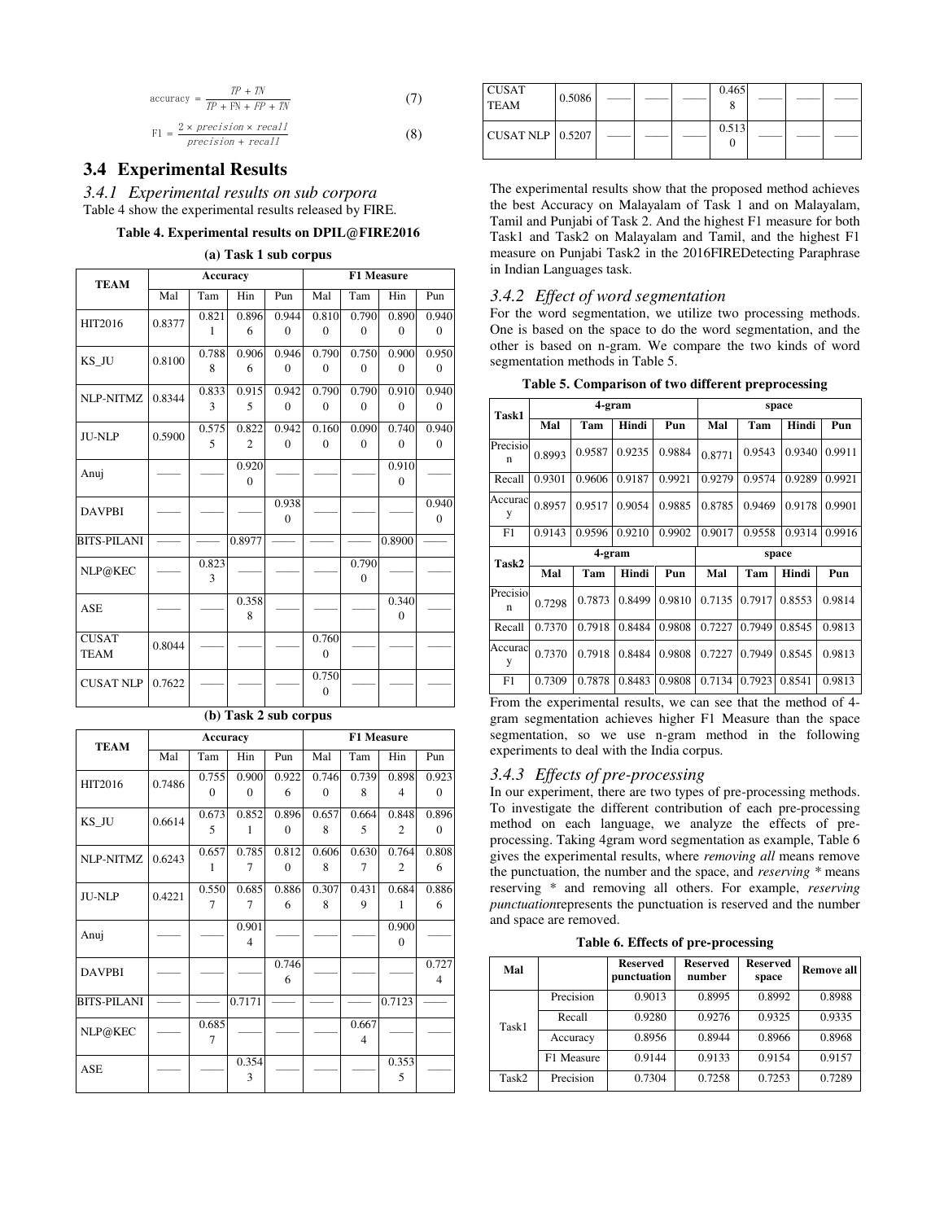$$\text{accuracy} = \frac{TP + TN}{TP + FN + FP + TN} \tag{7}$$

$$F1 = \frac{2 \times precision \times recall}{precision + recall} \tag{8}$$

## 3.4 Experimental Results

### *3.4.1 Experimental results on sub corpora*

Table 4 show the experimental results released by FIRE.

**Table 4. Experimental results on DPIL@FIRE2016**

**(a) Task 1 sub corpus**

| TEAM | Accuracy | | | | F1 Measure | | | |
|---|---|---|---|---|---|---|---|---|
| | Mal | Tam | Hin | Pun | Mal | Tam | Hin | Pun |
| HIT2016 | 0.8377 | 0.8211 | 0.8966 | 0.9440 | 0.8100 | 0.7900 | 0.8900 | 0.9400 |
| KS_JU | 0.8100 | 0.7888 | 0.9066 | 0.9460 | 0.7900 | 0.7500 | 0.9000 | 0.9500 |
| NLP-NITMZ | 0.8344 | 0.8333 | 0.9155 | 0.9420 | 0.7900 | 0.7900 | 0.9100 | 0.9400 |
| JU-NLP | 0.5900 | 0.5755 | 0.8222 | 0.9420 | 0.1600 | 0.0900 | 0.7400 | 0.9400 |
| Anuj | —— | —— | 0.9200 | —— | —— | —— | 0.9100 | —— |
| DAVPBI | —— | —— | —— | 0.9380 | —— | —— | —— | 0.9400 |
| BITS-PILANI | —— | —— | 0.8977 | —— | —— | —— | 0.8900 | —— |
| NLP@KEC | —— | 0.8233 | —— | —— | —— | 0.7900 | —— | —— |
| ASE | —— | —— | 0.3588 | —— | —— | —— | 0.3400 | —— |
| CUSAT TEAM | 0.8044 | —— | —— | —— | 0.7600 | —— | —— | —— |
| CUSAT NLP | 0.7622 | —— | —— | —— | 0.7500 | —— | —— | —— |

**(b) Task 2 sub corpus**

| TEAM | Accuracy | | | | F1 Measure | | | |
|---|---|---|---|---|---|---|---|---|
| | Mal | Tam | Hin | Pun | Mal | Tam | Hin | Pun |
| HIT2016 | 0.7486 | 0.7550 | 0.9000 | 0.9226 | 0.7460 | 0.7398 | 0.8984 | 0.9230 |
| KS_JU | 0.6614 | 0.6735 | 0.8521 | 0.8960 | 0.6578 | 0.6645 | 0.8482 | 0.8960 |
| NLP-NITMZ | 0.6243 | 0.6571 | 0.7857 | 0.8120 | 0.6068 | 0.6307 | 0.7642 | 0.8086 |
| JU-NLP | 0.4221 | 0.5507 | 0.6857 | 0.8866 | 0.3078 | 0.4319 | 0.6841 | 0.8866 |
| Anuj | —— | —— | 0.9014 | —— | —— | —— | 0.9000 | —— |
| DAVPBI | —— | —— | —— | 0.7466 | —— | —— | —— | 0.7274 |
| BITS-PILANI | —— | —— | 0.7171 | —— | —— | —— | 0.7123 | —— |
| NLP@KEC | —— | 0.6857 | —— | —— | —— | 0.6674 | —— | —— |
| ASE | —— | —— | 0.3543 | —— | —— | —— | 0.3535 | —— |
| CUSAT TEAM | 0.5086 | —— | —— | —— | 0.4658 | —— | —— | —— |
| CUSAT NLP | 0.5207 | —— | —— | —— | 0.5130 | —— | —— | —— |

The experimental results show that the proposed method achieves the best Accuracy on Malayalam of Task 1 and on Malayalam, Tamil and Punjabi of Task 2. And the highest F1 measure for both Task1 and Task2 on Malayalam and Tamil, and the highest F1 measure on Punjabi Task2 in the 2016FIREDetecting Paraphrase in Indian Languages task.

### *3.4.2 Effect of word segmentation*

For the word segmentation, we utilize two processing methods. One is based on the space to do the word segmentation, and the other is based on n-gram. We compare the two kinds of word segmentation methods in Table 5.

**Table 5. Comparison of two different preprocessing**

| Task1 | 4-gram | | | | space | | | |
|---|---|---|---|---|---|---|---|---|
| | Mal | Tam | Hindi | Pun | Mal | Tam | Hindi | Pun |
| Precision | 0.8993 | 0.9587 | 0.9235 | 0.9884 | 0.8771 | 0.9543 | 0.9340 | 0.9911 |
| Recall | 0.9301 | 0.9606 | 0.9187 | 0.9921 | 0.9279 | 0.9574 | 0.9289 | 0.9921 |
| Accuracy | 0.8957 | 0.9517 | 0.9054 | 0.9885 | 0.8785 | 0.9469 | 0.9178 | 0.9901 |
| F1 | 0.9143 | 0.9596 | 0.9210 | 0.9902 | 0.9017 | 0.9558 | 0.9314 | 0.9916 |
| **Task2** | **4-gram** | | | | **space** | | | |
| | **Mal** | **Tam** | **Hindi** | **Pun** | **Mal** | **Tam** | **Hindi** | **Pun** |
| Precision | 0.7298 | 0.7873 | 0.8499 | 0.9810 | 0.7135 | 0.7917 | 0.8553 | 0.9814 |
| Recall | 0.7370 | 0.7918 | 0.8484 | 0.9808 | 0.7227 | 0.7949 | 0.8545 | 0.9813 |
| Accuracy | 0.7370 | 0.7918 | 0.8484 | 0.9808 | 0.7227 | 0.7949 | 0.8545 | 0.9813 |
| F1 | 0.7309 | 0.7878 | 0.8483 | 0.9808 | 0.7134 | 0.7923 | 0.8541 | 0.9813 |

From the experimental results, we can see that the method of 4-gram segmentation achieves higher F1 Measure than the space segmentation, so we use n-gram method in the following experiments to deal with the India corpus.

### *3.4.3 Effects of pre-processing*

In our experiment, there are two types of pre-processing methods. To investigate the different contribution of each pre-processing method on each language, we analyze the effects of pre-processing. Taking 4gram word segmentation as example, Table 6 gives the experimental results, where *removing all* means remove the punctuation, the number and the space, and *reserving \** means reserving \* and removing all others. For example, *reserving punctuation*represents the punctuation is reserved and the number and space are removed.

**Table 6. Effects of pre-processing**

| Mal | | Reserved punctuation | Reserved number | Reserved space | Remove all |
|---|---|---|---|---|---|
| Task1 | Precision | 0.9013 | 0.8995 | 0.8992 | 0.8988 |
| | Recall | 0.9280 | 0.9276 | 0.9325 | 0.9335 |
| | Accuracy | 0.8956 | 0.8944 | 0.8966 | 0.8968 |
| | F1 Measure | 0.9144 | 0.9133 | 0.9154 | 0.9157 |
| Task2 | Precision | 0.7304 | 0.7258 | 0.7253 | 0.7289 |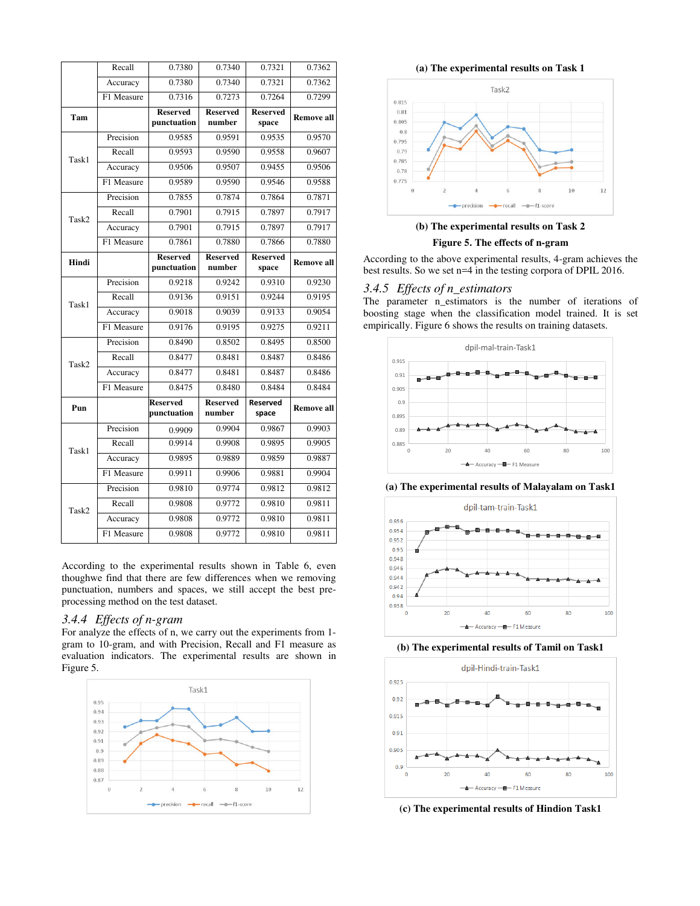| | | | | | |
|---|---|---|---|---|---|
| | Recall | 0.7380 | 0.7340 | 0.7321 | 0.7362 |
| | Accuracy | 0.7380 | 0.7340 | 0.7321 | 0.7362 |
| | F1 Measure | 0.7316 | 0.7273 | 0.7264 | 0.7299 |
| **Tam** | | **Reserved punctuation** | **Reserved number** | **Reserved space** | **Remove all** |
| Task1 | Precision | 0.9585 | 0.9591 | 0.9535 | 0.9570 |
| | Recall | 0.9593 | 0.9590 | 0.9558 | 0.9607 |
| | Accuracy | 0.9506 | 0.9507 | 0.9455 | 0.9506 |
| | F1 Measure | 0.9589 | 0.9590 | 0.9546 | 0.9588 |
| Task2 | Precision | 0.7855 | 0.7874 | 0.7864 | 0.7871 |
| | Recall | 0.7901 | 0.7915 | 0.7897 | 0.7917 |
| | Accuracy | 0.7901 | 0.7915 | 0.7897 | 0.7917 |
| | F1 Measure | 0.7861 | 0.7880 | 0.7866 | 0.7880 |
| **Hindi** | | **Reserved punctuation** | **Reserved number** | **Reserved space** | **Remove all** |
| Task1 | Precision | 0.9218 | 0.9242 | 0.9310 | 0.9230 |
| | Recall | 0.9136 | 0.9151 | 0.9244 | 0.9195 |
| | Accuracy | 0.9018 | 0.9039 | 0.9133 | 0.9054 |
| | F1 Measure | 0.9176 | 0.9195 | 0.9275 | 0.9211 |
| Task2 | Precision | 0.8490 | 0.8502 | 0.8495 | 0.8500 |
| | Recall | 0.8477 | 0.8481 | 0.8487 | 0.8486 |
| | Accuracy | 0.8477 | 0.8481 | 0.8487 | 0.8486 |
| | F1 Measure | 0.8475 | 0.8480 | 0.8484 | 0.8484 |
| **Pun** | | **Reserved punctuation** | **Reserved number** | **Reserved space** | **Remove all** |
| Task1 | Precision | 0.9909 | 0.9904 | 0.9867 | 0.9903 |
| | Recall | 0.9914 | 0.9908 | 0.9895 | 0.9905 |
| | Accuracy | 0.9895 | 0.9889 | 0.9859 | 0.9887 |
| | F1 Measure | 0.9911 | 0.9906 | 0.9881 | 0.9904 |
| Task2 | Precision | 0.9810 | 0.9774 | 0.9812 | 0.9812 |
| | Recall | 0.9808 | 0.9772 | 0.9810 | 0.9811 |
| | Accuracy | 0.9808 | 0.9772 | 0.9810 | 0.9811 |
| | F1 Measure | 0.9808 | 0.9772 | 0.9810 | 0.9811 |

According to the experimental results shown in Table 6, even thoughwe find that there are few differences when we removing punctuation, numbers and spaces, we still accept the best pre-processing method on the test dataset.

### 3.4.4 *Effects of n-gram*

For analyze the effects of n, we carry out the experiments from 1-gram to 10-gram, and with Precision, Recall and F1 measure as evaluation indicators. The experimental results are shown in Figure 5.

**(a) The experimental results on Task 1**

**(b) The experimental results on Task 2**

**Figure 5. The effects of n-gram**

According to the above experimental results, 4-gram achieves the best results. So we set n=4 in the testing corpora of DPIL 2016.

### 3.4.5 *Effects of n_estimators*

The parameter n_estimators is the number of iterations of boosting stage when the classification model trained. It is set empirically. Figure 6 shows the results on training datasets.

**(a) The experimental results of Malayalam on Task1**

**(b) The experimental results of Tamil on Task1**

**(c) The experimental results of Hindion Task1**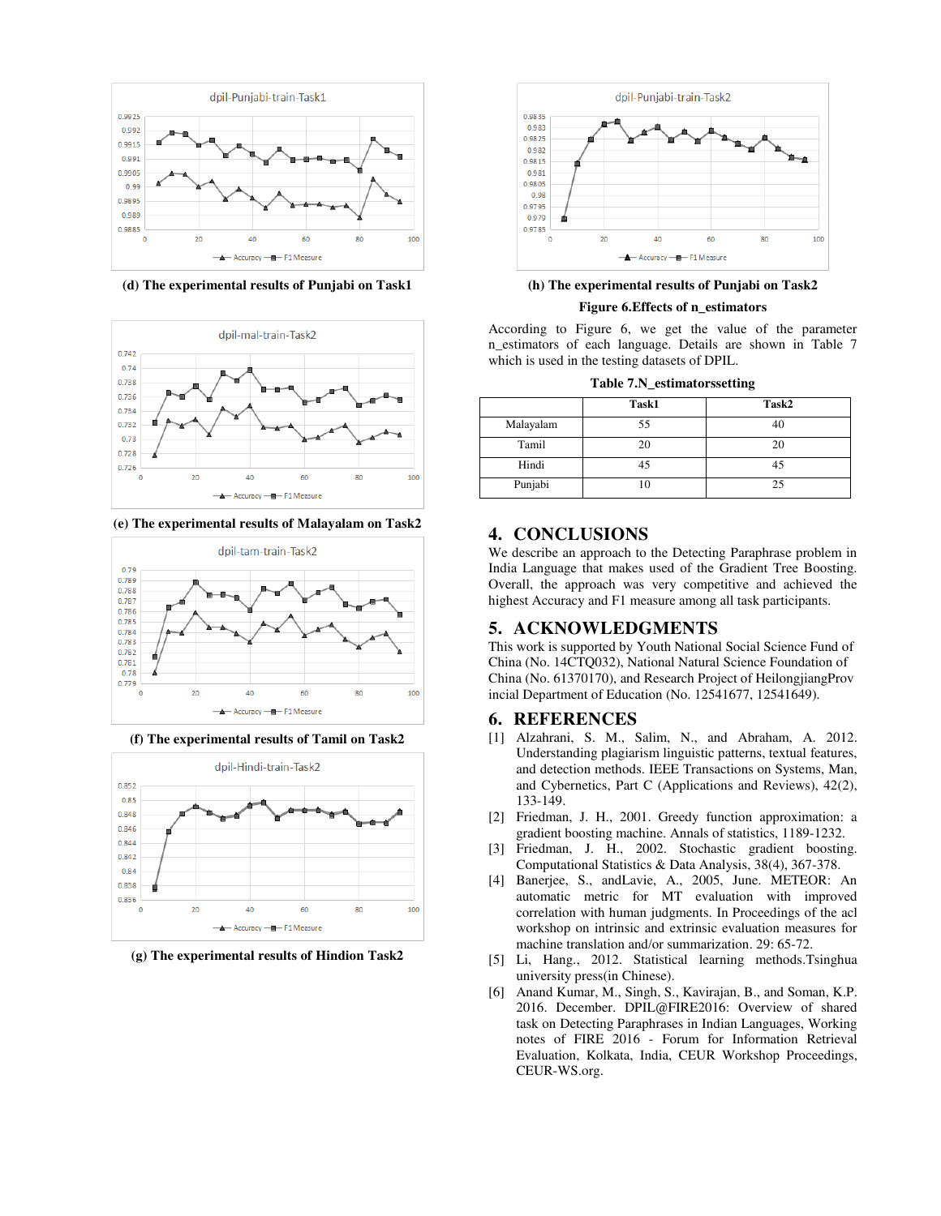dpil-Punjabi-train-Task1

0.9925
0.992
0.9915
0.991
0.9905
0.99
0.9895
0.989
0.9885
0 20 40 60 80 100

Accuracy F1 Measure

**(d) The experimental results of Punjabi on Task1**

dpil-mal-train-Task2

0.742
0.74
0.738
0.736
0.734
0.732
0.73
0.728
0.726
0 20 40 60 80 100

Accuracy F1 Measure

**(e) The experimental results of Malayalam on Task2**

dpil-tam-train-Task2

0.79
0.789
0.788
0.787
0.786
0.785
0.784
0.783
0.782
0.781
0.78
0.779
0 20 40 60 80 100

Accuracy F1 Measure

**(f) The experimental results of Tamil on Task2**

dpil-Hindi-train-Task2

0.852
0.85
0.848
0.846
0.844
0.842
0.84
0.838
0.836
0 20 40 60 80 100

Accuracy F1 Measure

**(g) The experimental results of Hindion Task2**

dpil-Punjabi-train-Task2

0.9835
0.983
0.9825
0.982
0.9815
0.981
0.9805
0.98
0.9795
0.979
0.9785
0 20 40 60 80 100

Accuracy F1 Measure

**(h) The experimental results of Punjabi on Task2**

**Figure 6.Effects of n_estimators**

According to Figure 6, we get the value of the parameter n_estimators of each language. Details are shown in Table 7 which is used in the testing datasets of DPIL.

**Table 7.N_estimatorssetting**

| | Task1 | Task2 |
|---|---|---|
| Malayalam | 55 | 40 |
| Tamil | 20 | 20 |
| Hindi | 45 | 45 |
| Punjabi | 10 | 25 |

## 4. CONCLUSIONS

We describe an approach to the Detecting Paraphrase problem in India Language that makes used of the Gradient Tree Boosting. Overall, the approach was very competitive and achieved the highest Accuracy and F1 measure among all task participants.

## 5. ACKNOWLEDGMENTS

This work is supported by Youth National Social Science Fund of China (No. 14CTQ032), National Natural Science Foundation of China (No. 61370170), and Research Project of HeilongjiangProvincial Department of Education (No. 12541677, 12541649).

## 6. REFERENCES

[1] Alzahrani, S. M., Salim, N., and Abraham, A. 2012. Understanding plagiarism linguistic patterns, textual features, and detection methods. IEEE Transactions on Systems, Man, and Cybernetics, Part C (Applications and Reviews), 42(2), 133-149.

[2] Friedman, J. H., 2001. Greedy function approximation: a gradient boosting machine. Annals of statistics, 1189-1232.

[3] Friedman, J. H., 2002. Stochastic gradient boosting. Computational Statistics & Data Analysis, 38(4), 367-378.

[4] Banerjee, S., andLavie, A., 2005, June. METEOR: An automatic metric for MT evaluation with improved correlation with human judgments. In Proceedings of the acl workshop on intrinsic and extrinsic evaluation measures for machine translation and/or summarization. 29: 65-72.

[5] Li, Hang., 2012. Statistical learning methods.Tsinghua university press(in Chinese).

[6] Anand Kumar, M., Singh, S., Kavirajan, B., and Soman, K.P. 2016. December. DPIL@FIRE2016: Overview of shared task on Detecting Paraphrases in Indian Languages, Working notes of FIRE 2016 - Forum for Information Retrieval Evaluation, Kolkata, India, CEUR Workshop Proceedings, CEUR-WS.org.